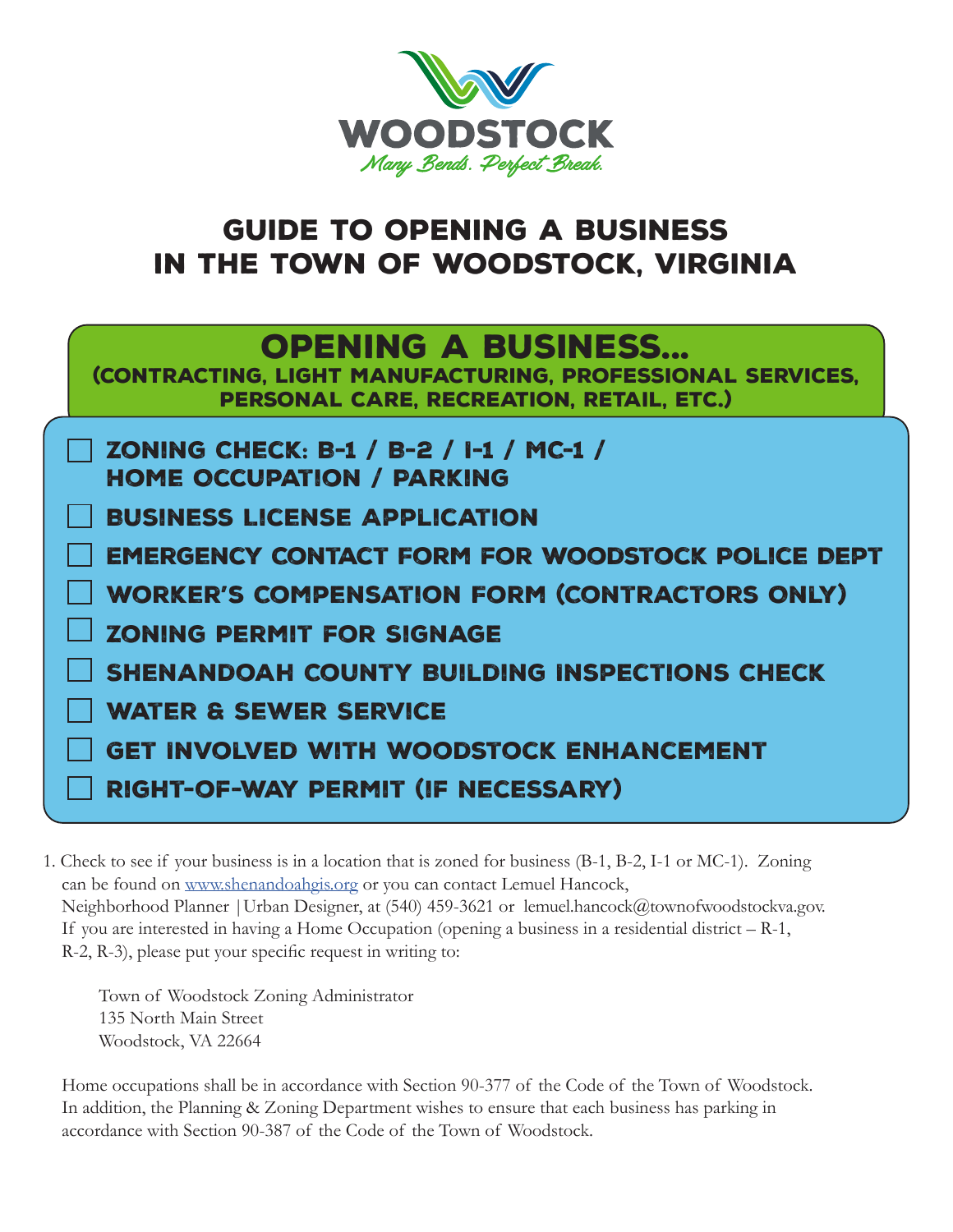WOODSTOCK

*Many Bends. Perfect Break.*

# GUIDE TO OPENING A BUSINESS IN THE TOWN OF WOODSTOCK, VIRGINIA

## OPENING A BUSINESS...

**(CONTRACTING, LIGHT MANUFACTURING, PROFESSIONAL SERVICES, PERSONAL CARE, RECREATION, RETAIL, ETC.)**

- [ ] ZONING CHECK: B-1 / B-2 / I-1 / MC-1 / HOME OCCUPATION / PARKING
- [ ] BUSINESS LICENSE APPLICATION
- [ ] EMERGENCY CONTACT FORM FOR WOODSTOCK POLICE DEPT
- [ ] WORKER'S COMPENSATION FORM (CONTRACTORS ONLY)
- [ ] ZONING PERMIT FOR SIGNAGE
- [ ] SHENANDOAH COUNTY BUILDING INSPECTIONS CHECK
- [ ] WATER & SEWER SERVICE
- [ ] GET INVOLVED WITH WOODSTOCK ENHANCEMENT
- [ ] RIGHT-OF-WAY PERMIT (IF NECESSARY)

1. Check to see if your business is in a location that is zoned for business (B-1, B-2, I-1 or MC-1). Zoning can be found on [www.shenandoahgis.org](http://www.shenandoahgis.org) or you can contact Lemuel Hancock, Neighborhood Planner |Urban Designer, at (540) 459-3621 or lemuel.hancock@townofwoodstockva.gov. If you are interested in having a Home Occupation (opening a business in a residential district – R-1, R-2, R-3), please put your specific request in writing to:

   Town of Woodstock Zoning Administrator
   135 North Main Street
   Woodstock, VA 22664

   Home occupations shall be in accordance with Section 90-377 of the Code of the Town of Woodstock. In addition, the Planning & Zoning Department wishes to ensure that each business has parking in accordance with Section 90-387 of the Code of the Town of Woodstock.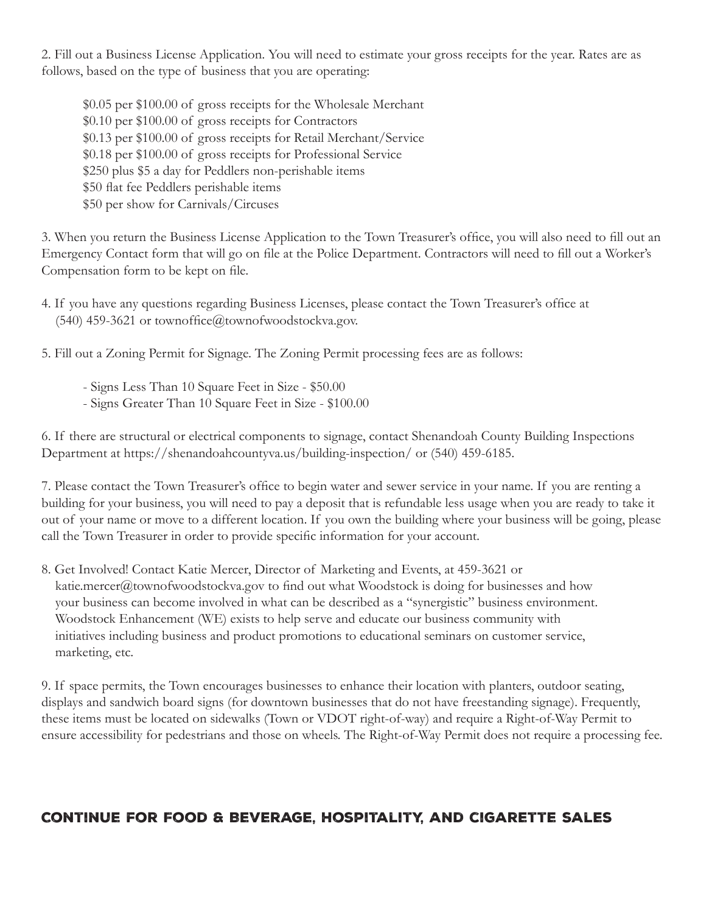2. Fill out a Business License Application. You will need to estimate your gross receipts for the year. Rates are as follows, based on the type of business that you are operating:

$0.05 per $100.00 of gross receipts for the Wholesale Merchant
$0.10 per $100.00 of gross receipts for Contractors
$0.13 per $100.00 of gross receipts for Retail Merchant/Service
$0.18 per $100.00 of gross receipts for Professional Service
$250 plus $5 a day for Peddlers non-perishable items
$50 flat fee Peddlers perishable items
$50 per show for Carnivals/Circuses

3. When you return the Business License Application to the Town Treasurer's office, you will also need to fill out an Emergency Contact form that will go on file at the Police Department. Contractors will need to fill out a Worker's Compensation form to be kept on file.

4. If you have any questions regarding Business Licenses, please contact the Town Treasurer's office at (540) 459-3621 or townoffice@townofwoodstockva.gov.

5. Fill out a Zoning Permit for Signage. The Zoning Permit processing fees are as follows:

- Signs Less Than 10 Square Feet in Size - $50.00
- Signs Greater Than 10 Square Feet in Size - $100.00

6. If there are structural or electrical components to signage, contact Shenandoah County Building Inspections Department at https://shenandoahcountyva.us/building-inspection/ or (540) 459-6185.

7. Please contact the Town Treasurer's office to begin water and sewer service in your name. If you are renting a building for your business, you will need to pay a deposit that is refundable less usage when you are ready to take it out of your name or move to a different location. If you own the building where your business will be going, please call the Town Treasurer in order to provide specific information for your account.

8. Get Involved! Contact Katie Mercer, Director of Marketing and Events, at 459-3621 or katie.mercer@townofwoodstockva.gov to find out what Woodstock is doing for businesses and how your business can become involved in what can be described as a "synergistic" business environment. Woodstock Enhancement (WE) exists to help serve and educate our business community with initiatives including business and product promotions to educational seminars on customer service, marketing, etc.

9. If space permits, the Town encourages businesses to enhance their location with planters, outdoor seating, displays and sandwich board signs (for downtown businesses that do not have freestanding signage). Frequently, these items must be located on sidewalks (Town or VDOT right-of-way) and require a Right-of-Way Permit to ensure accessibility for pedestrians and those on wheels. The Right-of-Way Permit does not require a processing fee.

## CONTINUE FOR FOOD & BEVERAGE, HOSPITALITY, AND CIGARETTE SALES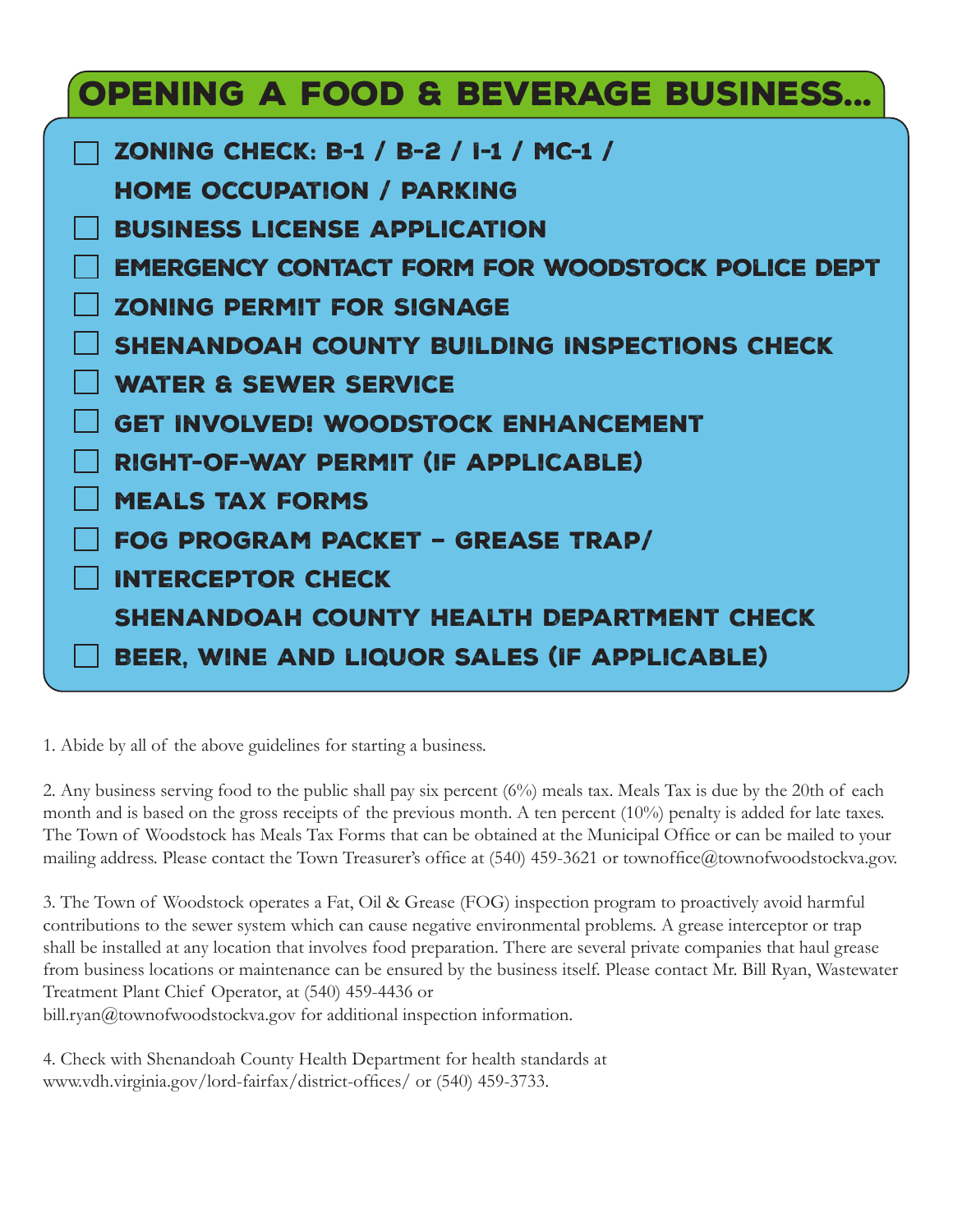# OPENING A FOOD & BEVERAGE BUSINESS...

- ☐ ZONING CHECK: B-1 / B-2 / I-1 / MC-1 / HOME OCCUPATION / PARKING
- ☐ BUSINESS LICENSE APPLICATION
- ☐ EMERGENCY CONTACT FORM FOR WOODSTOCK POLICE DEPT
- ☐ ZONING PERMIT FOR SIGNAGE
- ☐ SHENANDOAH COUNTY BUILDING INSPECTIONS CHECK
- ☐ WATER & SEWER SERVICE
- ☐ GET INVOLVED! WOODSTOCK ENHANCEMENT
- ☐ RIGHT-OF-WAY PERMIT (IF APPLICABLE)
- ☐ MEALS TAX FORMS
- ☐ FOG PROGRAM PACKET – GREASE TRAP/
- ☐ INTERCEPTOR CHECK
- SHENANDOAH COUNTY HEALTH DEPARTMENT CHECK
- ☐ BEER, WINE AND LIQUOR SALES (IF APPLICABLE)

1. Abide by all of the above guidelines for starting a business.

2. Any business serving food to the public shall pay six percent (6%) meals tax. Meals Tax is due by the 20th of each month and is based on the gross receipts of the previous month. A ten percent (10%) penalty is added for late taxes. The Town of Woodstock has Meals Tax Forms that can be obtained at the Municipal Office or can be mailed to your mailing address. Please contact the Town Treasurer's office at (540) 459-3621 or townoffice@townofwoodstockva.gov.

3. The Town of Woodstock operates a Fat, Oil & Grease (FOG) inspection program to proactively avoid harmful contributions to the sewer system which can cause negative environmental problems. A grease interceptor or trap shall be installed at any location that involves food preparation. There are several private companies that haul grease from business locations or maintenance can be ensured by the business itself. Please contact Mr. Bill Ryan, Wastewater Treatment Plant Chief Operator, at (540) 459-4436 or bill.ryan@townofwoodstockva.gov for additional inspection information.

4. Check with Shenandoah County Health Department for health standards at www.vdh.virginia.gov/lord-fairfax/district-offices/ or (540) 459-3733.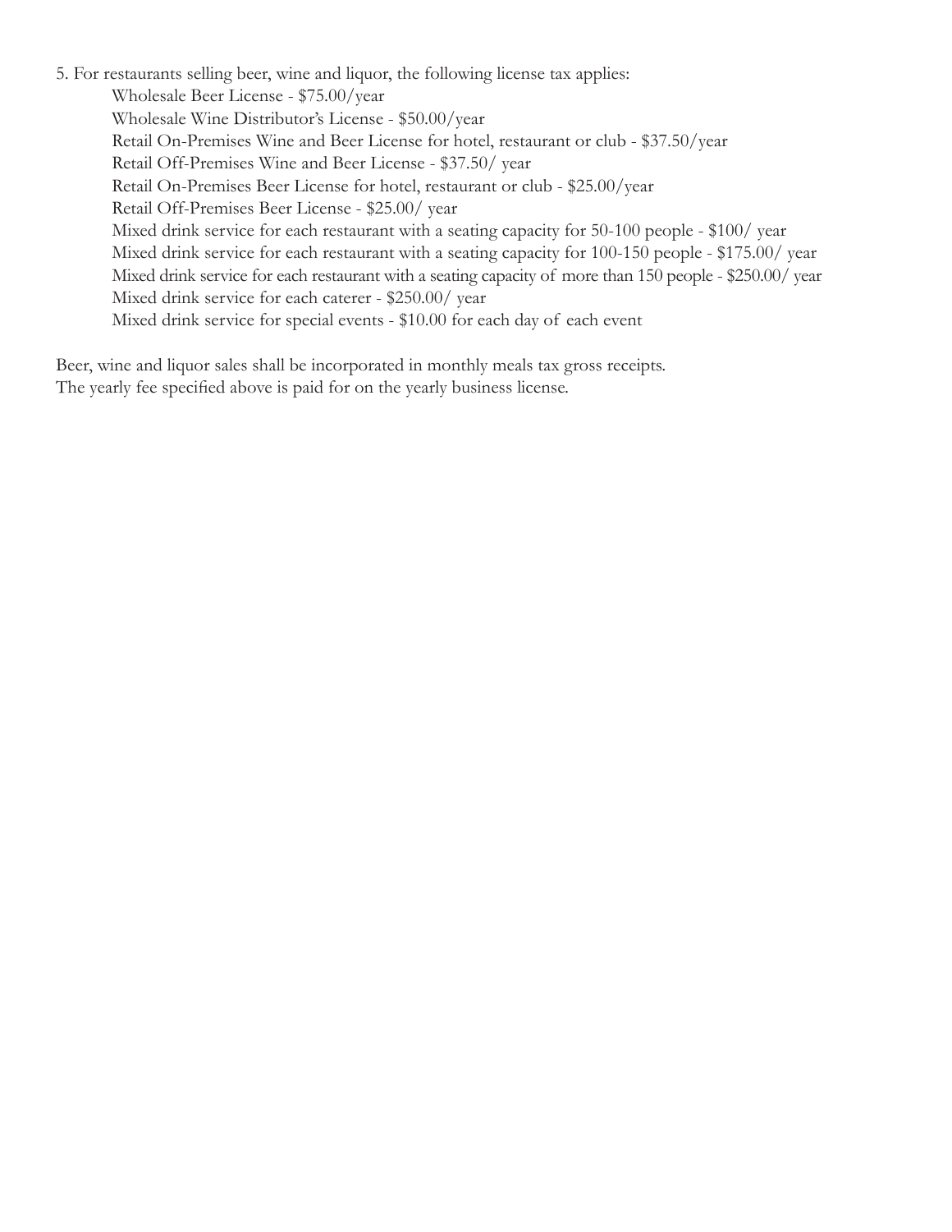5. For restaurants selling beer, wine and liquor, the following license tax applies:

   Wholesale Beer License - $75.00/year
   Wholesale Wine Distributor's License - $50.00/year
   Retail On-Premises Wine and Beer License for hotel, restaurant or club - $37.50/year
   Retail Off-Premises Wine and Beer License - $37.50/ year
   Retail On-Premises Beer License for hotel, restaurant or club - $25.00/year
   Retail Off-Premises Beer License - $25.00/ year
   Mixed drink service for each restaurant with a seating capacity for 50-100 people - $100/ year
   Mixed drink service for each restaurant with a seating capacity for 100-150 people - $175.00/ year
   Mixed drink service for each restaurant with a seating capacity of more than 150 people - $250.00/ year
   Mixed drink service for each caterer - $250.00/ year
   Mixed drink service for special events - $10.00 for each day of each event

Beer, wine and liquor sales shall be incorporated in monthly meals tax gross receipts.
The yearly fee specified above is paid for on the yearly business license.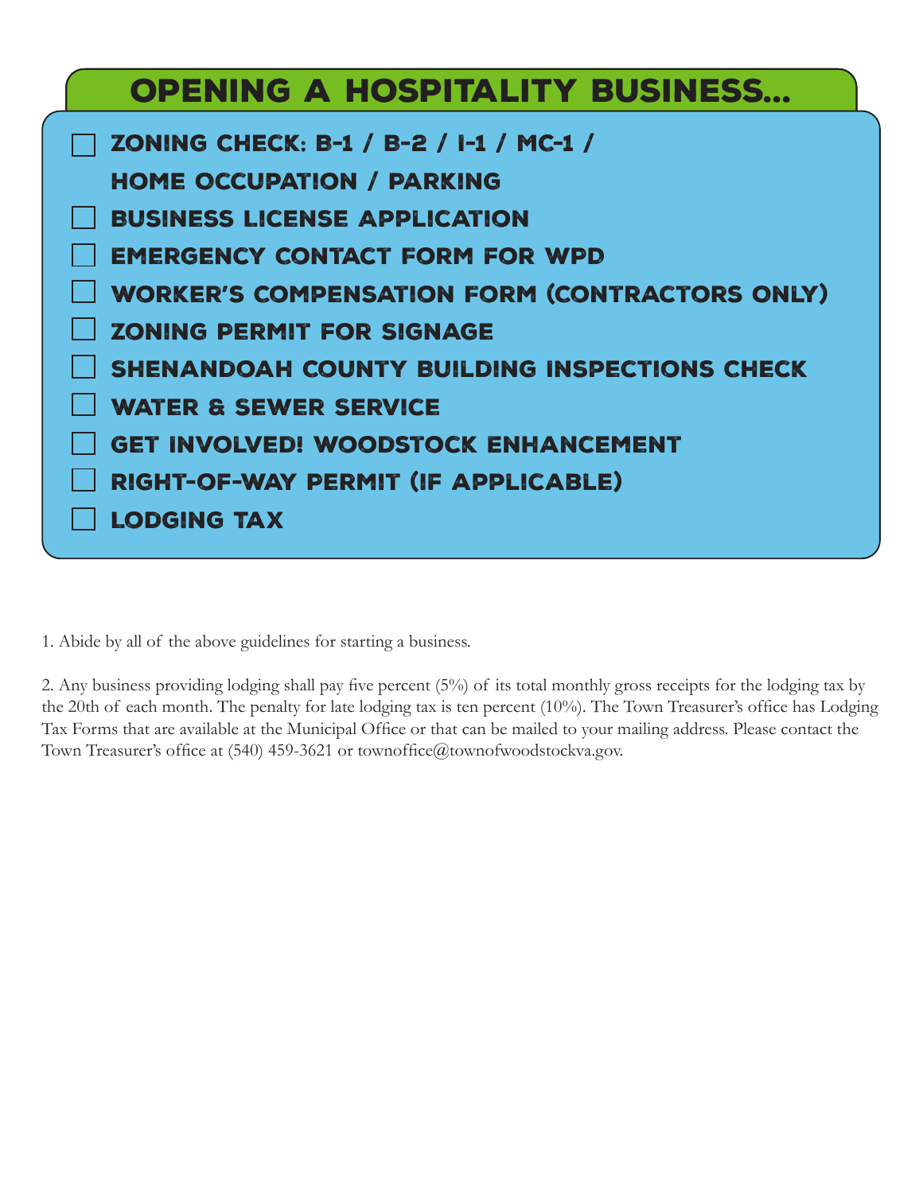# OPENING A HOSPITALITY BUSINESS...

- [ ] ZONING CHECK: B-1 / B-2 / I-1 / MC-1 / HOME OCCUPATION / PARKING
- [ ] BUSINESS LICENSE APPLICATION
- [ ] EMERGENCY CONTACT FORM FOR WPD
- [ ] WORKER'S COMPENSATION FORM (CONTRACTORS ONLY)
- [ ] ZONING PERMIT FOR SIGNAGE
- [ ] SHENANDOAH COUNTY BUILDING INSPECTIONS CHECK
- [ ] WATER & SEWER SERVICE
- [ ] GET INVOLVED! WOODSTOCK ENHANCEMENT
- [ ] RIGHT-OF-WAY PERMIT (IF APPLICABLE)
- [ ] LODGING TAX

1. Abide by all of the above guidelines for starting a business.

2. Any business providing lodging shall pay five percent (5%) of its total monthly gross receipts for the lodging tax by the 20th of each month. The penalty for late lodging tax is ten percent (10%). The Town Treasurer's office has Lodging Tax Forms that are available at the Municipal Office or that can be mailed to your mailing address. Please contact the Town Treasurer's office at (540) 459-3621 or townoffice@townofwoodstockva.gov.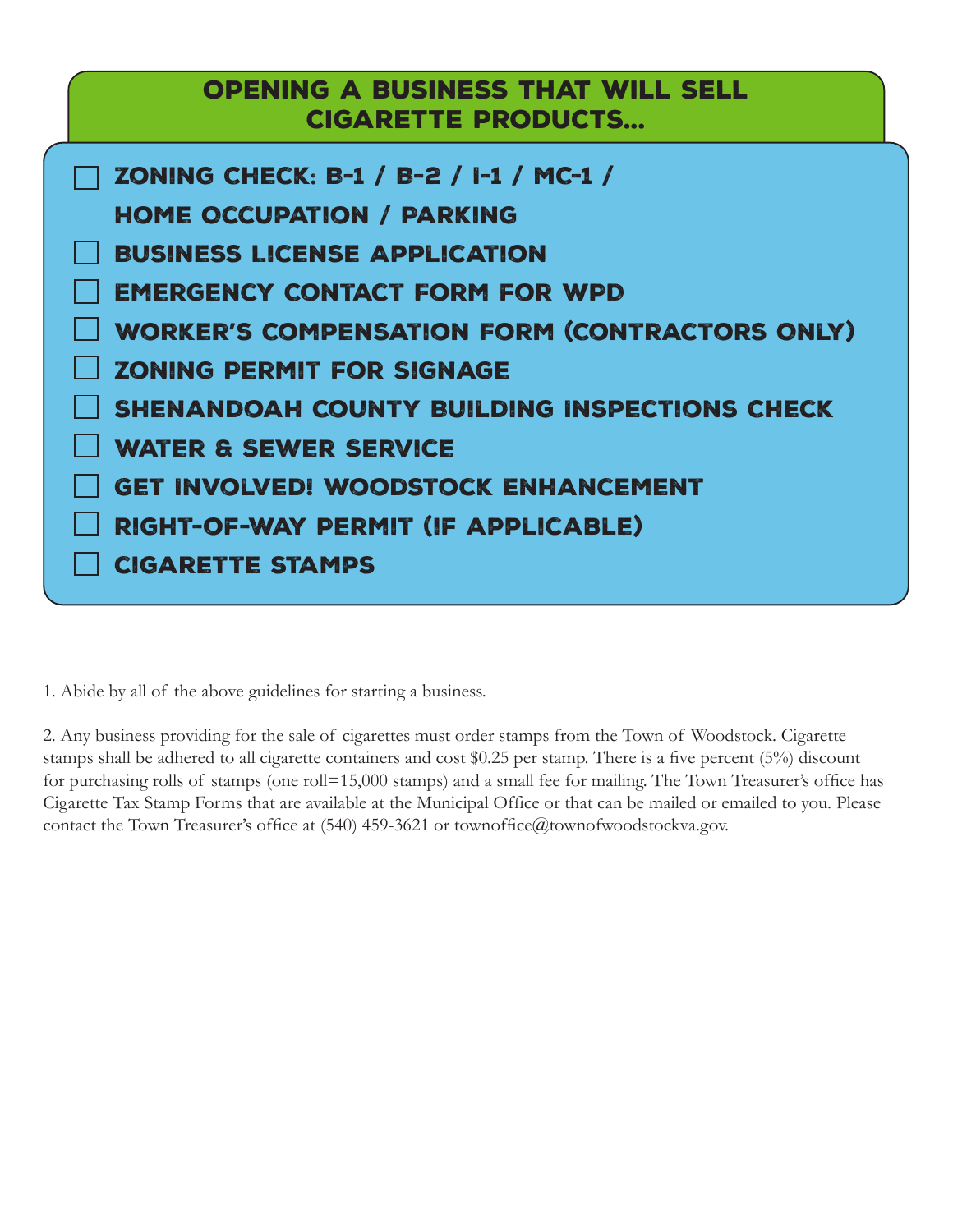## Opening a Business That Will Sell Cigarette Products...

- [ ] Zoning Check: B-1 / B-2 / I-1 / MC-1 / Home Occupation / Parking
- [ ] Business License Application
- [ ] Emergency Contact Form for WPD
- [ ] Worker's Compensation Form (Contractors Only)
- [ ] Zoning Permit for Signage
- [ ] Shenandoah County Building Inspections Check
- [ ] Water & Sewer Service
- [ ] Get Involved! Woodstock Enhancement
- [ ] Right-of-Way Permit (if applicable)
- [ ] Cigarette Stamps

1. Abide by all of the above guidelines for starting a business.

2. Any business providing for the sale of cigarettes must order stamps from the Town of Woodstock. Cigarette stamps shall be adhered to all cigarette containers and cost $0.25 per stamp. There is a five percent (5%) discount for purchasing rolls of stamps (one roll=15,000 stamps) and a small fee for mailing. The Town Treasurer's office has Cigarette Tax Stamp Forms that are available at the Municipal Office or that can be mailed or emailed to you. Please contact the Town Treasurer's office at (540) 459-3621 or townoffice@townofwoodstockva.gov.